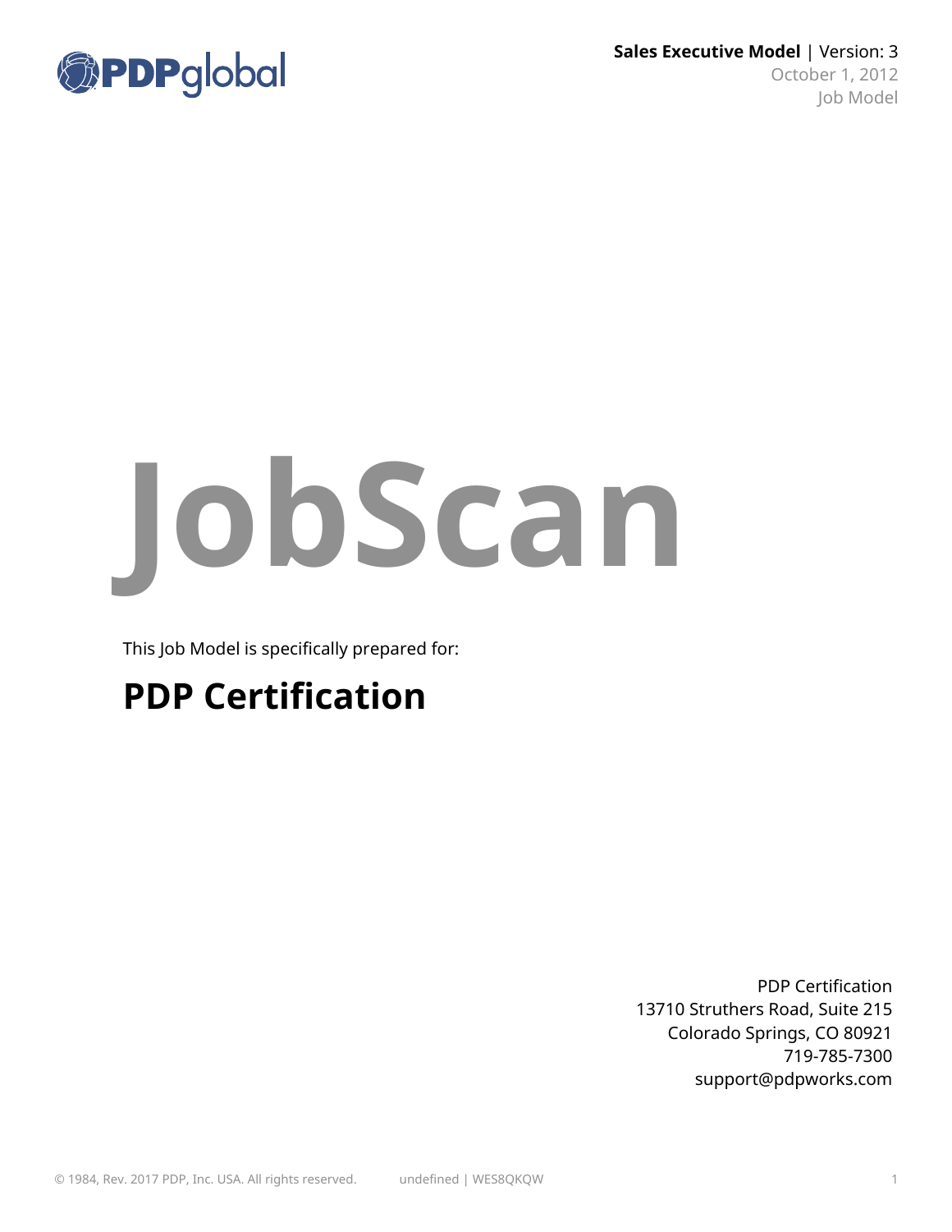**Sales Executive Model** | Version: 3

October 1, 2012

Job Model

# JobScan

This Job Model is specifically prepared for:

## PDP Certification

PDP Certification
13710 Struthers Road, Suite 215
Colorado Springs, CO 80921
719-785-7300
support@pdpworks.com

© 1984, Rev. 2017 PDP, Inc. USA. All rights reserved. undefined | WES8QKQW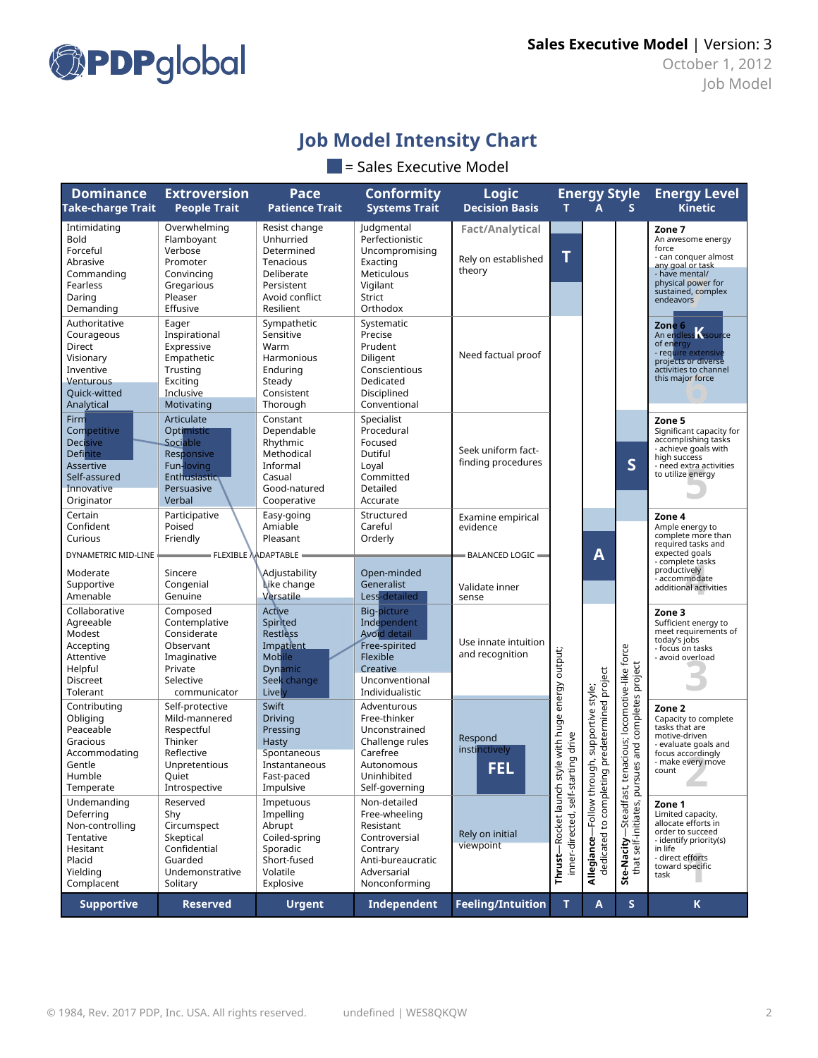# Sales Executive Model | Version: 3

October 1, 2012
Job Model

## Job Model Intensity Chart

■ = Sales Executive Model

| Dominance<br>Take-charge Trait | Extroversion<br>People Trait | Pace<br>Patience Trait | Conformity<br>Systems Trait | Logic<br>Decision Basis | Energy Style T | A | S | Energy Level<br>Kinetic |
|---|---|---|---|---|---|---|---|---|
| Intimidating<br>Bold<br>Forceful<br>Abrasive<br>Commanding<br>Fearless<br>Daring<br>Demanding | Overwhelming<br>Flamboyant<br>Verbose<br>Promoter<br>Convincing<br>Gregarious<br>Pleaser<br>Effusive | Resist change<br>Unhurried<br>Determined<br>Tenacious<br>Deliberate<br>Persistent<br>Avoid conflict<br>Resilient | Judgmental<br>Perfectionistic<br>Uncompromising<br>Exacting<br>Meticulous<br>Vigilant<br>Strict<br>Orthodox | **Fact/Analytical**<br>Rely on established theory | T | | | **Zone 7**<br>An awesome energy force<br>- can conquer almost any goal or task<br>- have mental/ physical power for sustained, complex endeavors |
| Authoritative<br>Courageous<br>Direct<br>Visionary<br>Inventive<br>Venturous<br>Quick-witted<br>Analytical | Eager<br>Inspirational<br>Expressive<br>Empathetic<br>Trusting<br>Exciting<br>Inclusive<br>Motivating | Sympathetic<br>Sensitive<br>Warm<br>Harmonious<br>Enduring<br>Steady<br>Consistent<br>Thorough | Systematic<br>Precise<br>Prudent<br>Diligent<br>Conscientious<br>Dedicated<br>Disciplined<br>Conventional | Need factual proof | | | | **Zone 6** (K)<br>An endless source of energy<br>- require extensive projects or diverse activities to channel this major force |
| Firm<br>Competitive<br>Decisive<br>Definite<br>Assertive<br>Self-assured<br>Innovative<br>Originator | Articulate<br>Optimistic<br>Sociable<br>Responsive<br>Fun-loving<br>Enthusiastic<br>Persuasive<br>Verbal | Constant<br>Dependable<br>Rhythmic<br>Methodical<br>Informal<br>Casual<br>Good-natured<br>Cooperative | Specialist<br>Procedural<br>Focused<br>Dutiful<br>Loyal<br>Committed<br>Detailed<br>Accurate | Seek uniform fact-finding procedures | | | S | **Zone 5**<br>Significant capacity for accomplishing tasks<br>- achieve goals with high success<br>- need extra activities to utilize energy |
| Certain<br>Confident<br>Curious<br>DYNAMETRIC MID-LINE<br>Moderate<br>Supportive<br>Amenable | Participative<br>Poised<br>Friendly<br>FLEXIBLE / ADAPTABLE<br>Sincere<br>Congenial<br>Genuine | Easy-going<br>Amiable<br>Pleasant<br><br>Adjustability<br>Like change<br>Versatile | Structured<br>Careful<br>Orderly<br><br>Open-minded<br>Generalist<br>Less-detailed | Examine empirical evidence<br>BALANCED LOGIC<br>Validate inner sense | | A | | **Zone 4**<br>Ample energy to complete more than required tasks and expected goals<br>- complete tasks productively<br>- accommodate additional activities |
| Collaborative<br>Agreeable<br>Modest<br>Accepting<br>Attentive<br>Helpful<br>Discreet<br>Tolerant | Composed<br>Contemplative<br>Considerate<br>Observant<br>Imaginative<br>Private<br>Selective communicator | Active<br>Spirited<br>Restless<br>Impatient<br>Mobile<br>Dynamic<br>Seek change<br>Lively | Big-picture<br>Independent<br>Avoid detail<br>Free-spirited<br>Flexible<br>Creative<br>Unconventional<br>Individualistic | Use innate intuition and recognition | | | | **Zone 3**<br>Sufficient energy to meet requirements of today's jobs<br>- focus on tasks<br>- avoid overload |
| Contributing<br>Obliging<br>Peaceable<br>Gracious<br>Accommodating<br>Gentle<br>Humble<br>Temperate | Self-protective<br>Mild-mannered<br>Respectful<br>Thinker<br>Reflective<br>Unpretentious<br>Quiet<br>Introspective | Swift<br>Driving<br>Pressing<br>Hasty<br>Spontaneous<br>Instantaneous<br>Fast-paced<br>Impulsive | Adventurous<br>Free-thinker<br>Unconstrained<br>Challenge rules<br>Carefree<br>Autonomous<br>Uninhibited<br>Self-governing | Respond instinctively<br>FEL | | | | **Zone 2**<br>Capacity to complete tasks that are motive-driven<br>- evaluate goals and focus accordingly<br>- make every move count |
| Undemanding<br>Deferring<br>Non-controlling<br>Tentative<br>Hesitant<br>Placid<br>Yielding<br>Complacent | Reserved<br>Shy<br>Circumspect<br>Skeptical<br>Confidential<br>Guarded<br>Undemonstrative<br>Solitary | Impetuous<br>Impelling<br>Abrupt<br>Coiled-spring<br>Sporadic<br>Short-fused<br>Volatile<br>Explosive | Non-detailed<br>Free-wheeling<br>Resistant<br>Controversial<br>Contrary<br>Anti-bureaucratic<br>Adversarial<br>Nonconforming | Rely on initial viewpoint | **Thrust**—Rocket launch style with huge energy output; inner-directed, self-starting drive | **Allegiance**—Follow through, supportive style; dedicated to completing predetermined project | **Ste-Nacity**—Steadfast, tenacious; locomotive-like force that self-initiates, pursues and completes project | **Zone 1**<br>Limited capacity, allocate efforts in order to succeed in life<br>- identify priority(s) in life<br>- direct efforts toward specific task |
| **Supportive** | **Reserved** | **Urgent** | **Independent** | **Feeling/Intuition** | **T** | **A** | **S** | **K** |

© 1984, Rev. 2017 PDP, Inc. USA. All rights reserved. undefined | WES8QKQW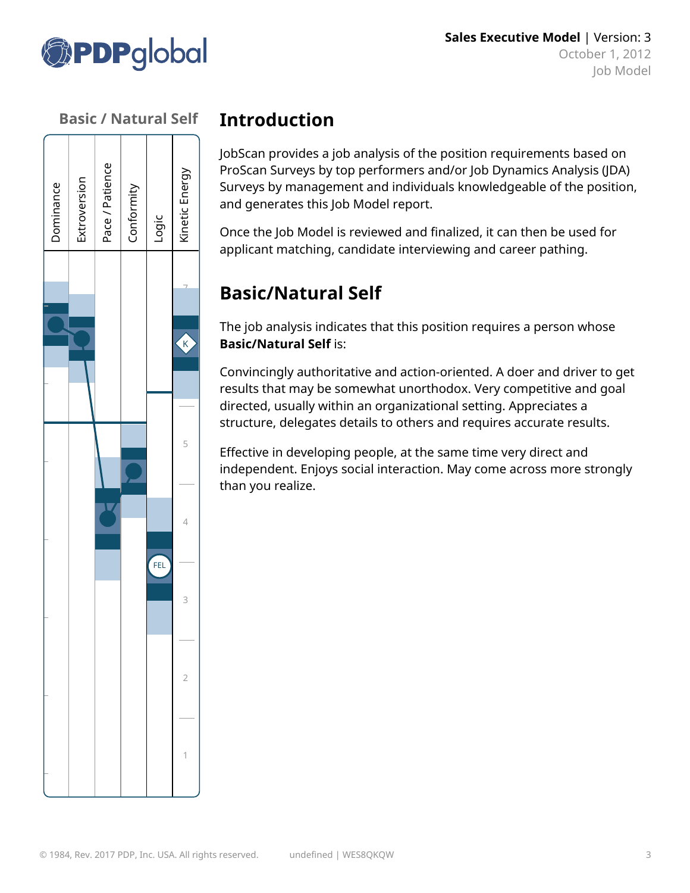## Basic / Natural Self

Dominance | Extroversion | Pace / Patience | Conformity | Logic | Kinetic Energy

# Introduction

JobScan provides a job analysis of the position requirements based on ProScan Surveys by top performers and/or Job Dynamics Analysis (JDA) Surveys by management and individuals knowledgeable of the position, and generates this Job Model report.

Once the Job Model is reviewed and finalized, it can then be used for applicant matching, candidate interviewing and career pathing.

# Basic/Natural Self

The job analysis indicates that this position requires a person whose **Basic/Natural Self** is:

Convincingly authoritative and action-oriented. A doer and driver to get results that may be somewhat unorthodox. Very competitive and goal directed, usually within an organizational setting. Appreciates a structure, delegates details to others and requires accurate results.

Effective in developing people, at the same time very direct and independent. Enjoys social interaction. May come across more strongly than you realize.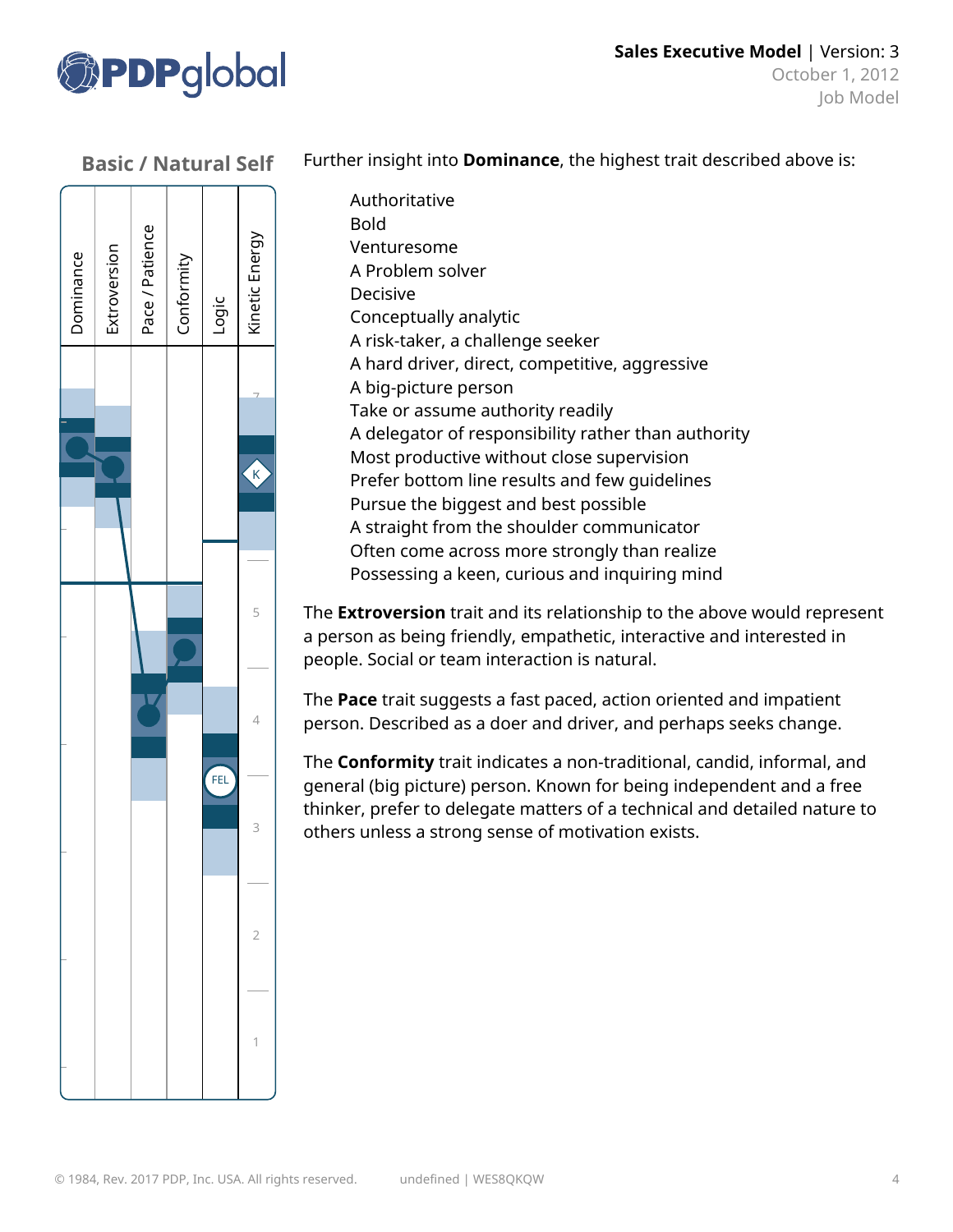## Basic / Natural Self

Dominance | Extroversion | Pace / Patience | Conformity | Logic | Kinetic Energy

Further insight into **Dominance**, the highest trait described above is:

- Authoritative
- Bold
- Venturesome
- A Problem solver
- Decisive
- Conceptually analytic
- A risk-taker, a challenge seeker
- A hard driver, direct, competitive, aggressive
- A big-picture person
- Take or assume authority readily
- A delegator of responsibility rather than authority
- Most productive without close supervision
- Prefer bottom line results and few guidelines
- Pursue the biggest and best possible
- A straight from the shoulder communicator
- Often come across more strongly than realize
- Possessing a keen, curious and inquiring mind

The **Extroversion** trait and its relationship to the above would represent a person as being friendly, empathetic, interactive and interested in people. Social or team interaction is natural.

The **Pace** trait suggests a fast paced, action oriented and impatient person. Described as a doer and driver, and perhaps seeks change.

The **Conformity** trait indicates a non-traditional, candid, informal, and general (big picture) person. Known for being independent and a free thinker, prefer to delegate matters of a technical and detailed nature to others unless a strong sense of motivation exists.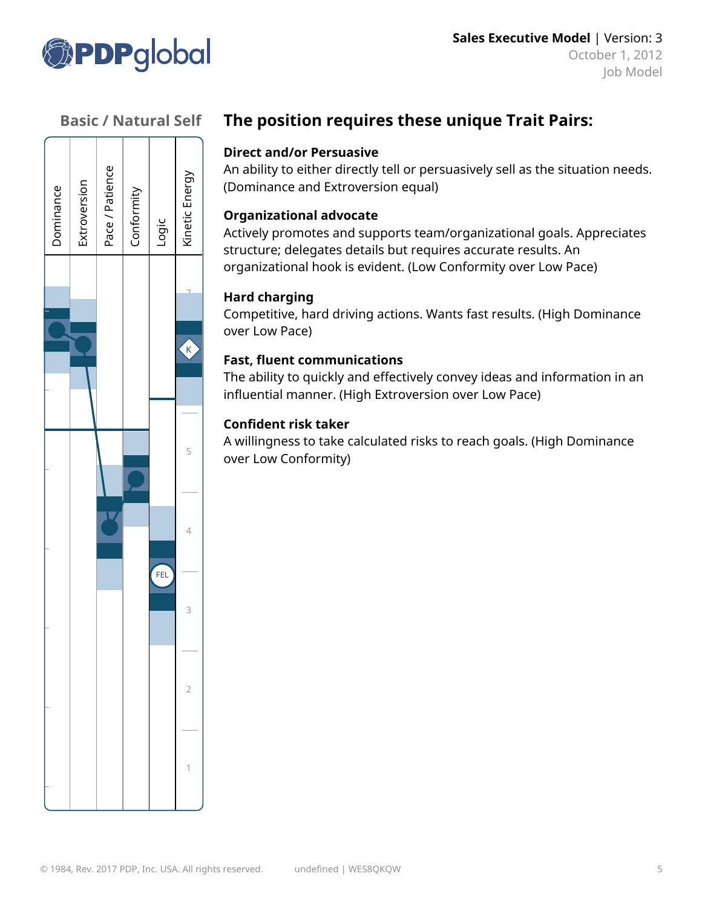**Sales Executive Model** | Version: 3
October 1, 2012
Job Model

### Basic / Natural Self

Dominance | Extroversion | Pace / Patience | Conformity | Logic | Kinetic Energy

## The position requires these unique Trait Pairs:

**Direct and/or Persuasive**
An ability to either directly tell or persuasively sell as the situation needs. (Dominance and Extroversion equal)

**Organizational advocate**
Actively promotes and supports team/organizational goals. Appreciates structure; delegates details but requires accurate results. An organizational hook is evident. (Low Conformity over Low Pace)

**Hard charging**
Competitive, hard driving actions. Wants fast results. (High Dominance over Low Pace)

**Fast, fluent communications**
The ability to quickly and effectively convey ideas and information in an influential manner. (High Extroversion over Low Pace)

**Confident risk taker**
A willingness to take calculated risks to reach goals. (High Dominance over Low Conformity)

© 1984, Rev. 2017 PDP, Inc. USA. All rights reserved. undefined | WES8QKQW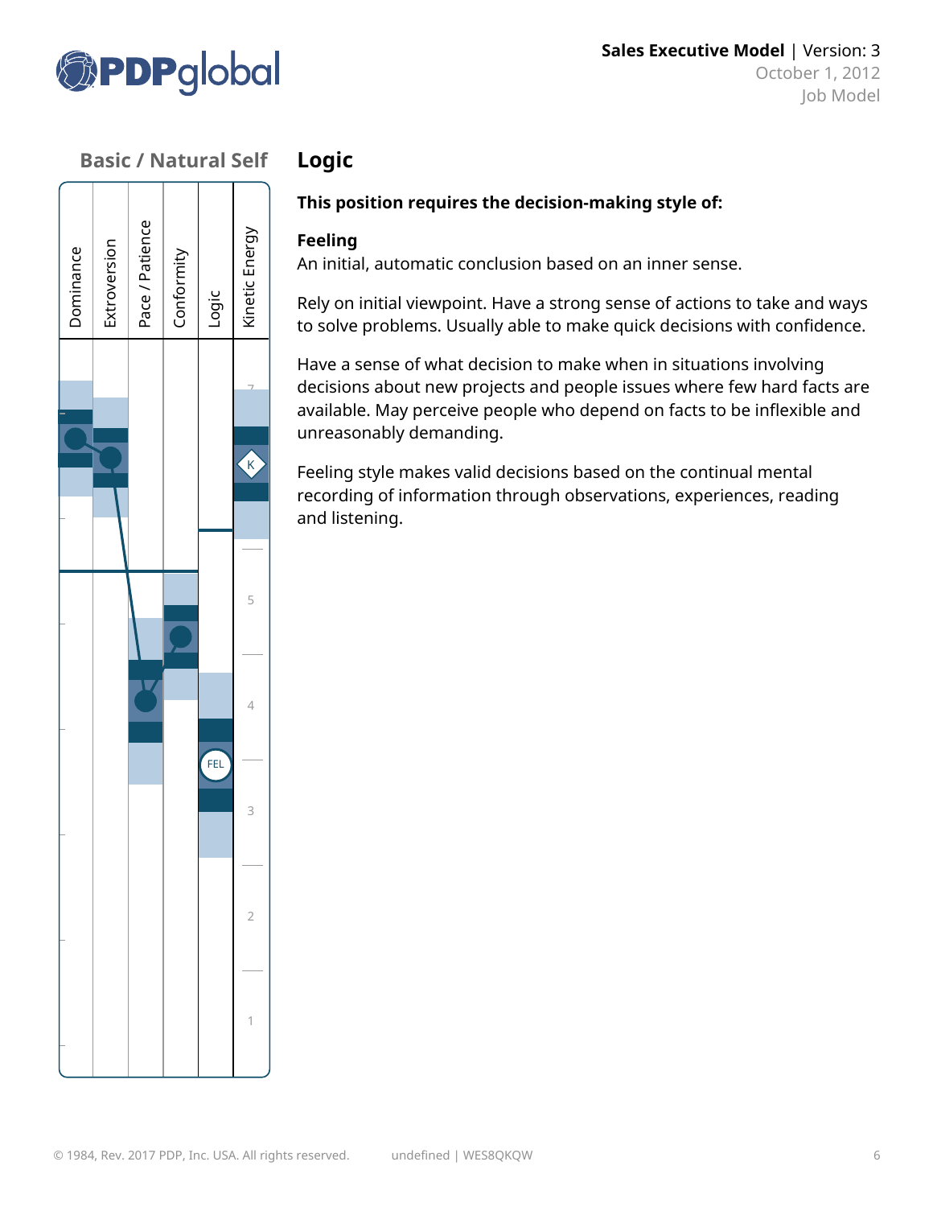## Basic / Natural Self

Dominance | Extroversion | Pace / Patience | Conformity | Logic | Kinetic Energy

K

FEL

# Logic

**This position requires the decision-making style of:**

**Feeling**
An initial, automatic conclusion based on an inner sense.

Rely on initial viewpoint. Have a strong sense of actions to take and ways to solve problems. Usually able to make quick decisions with confidence.

Have a sense of what decision to make when in situations involving decisions about new projects and people issues where few hard facts are available. May perceive people who depend on facts to be inflexible and unreasonably demanding.

Feeling style makes valid decisions based on the continual mental recording of information through observations, experiences, reading and listening.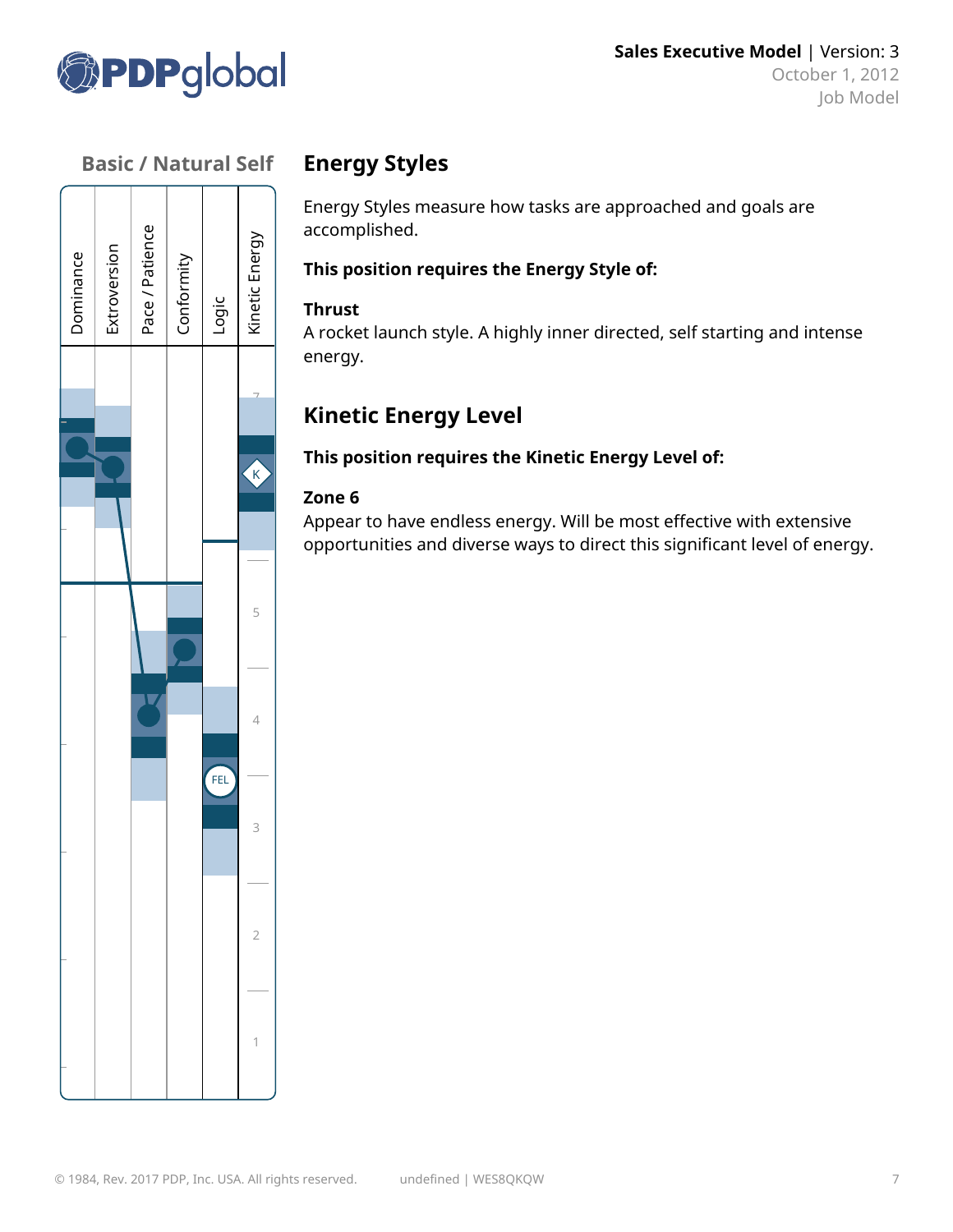## Basic / Natural Self

Dominance | Extroversion | Pace / Patience | Conformity | Logic | Kinetic Energy

## Energy Styles

Energy Styles measure how tasks are approached and goals are accomplished.

**This position requires the Energy Style of:**

**Thrust**
A rocket launch style. A highly inner directed, self starting and intense energy.

## Kinetic Energy Level

**This position requires the Kinetic Energy Level of:**

**Zone 6**
Appear to have endless energy. Will be most effective with extensive opportunities and diverse ways to direct this significant level of energy.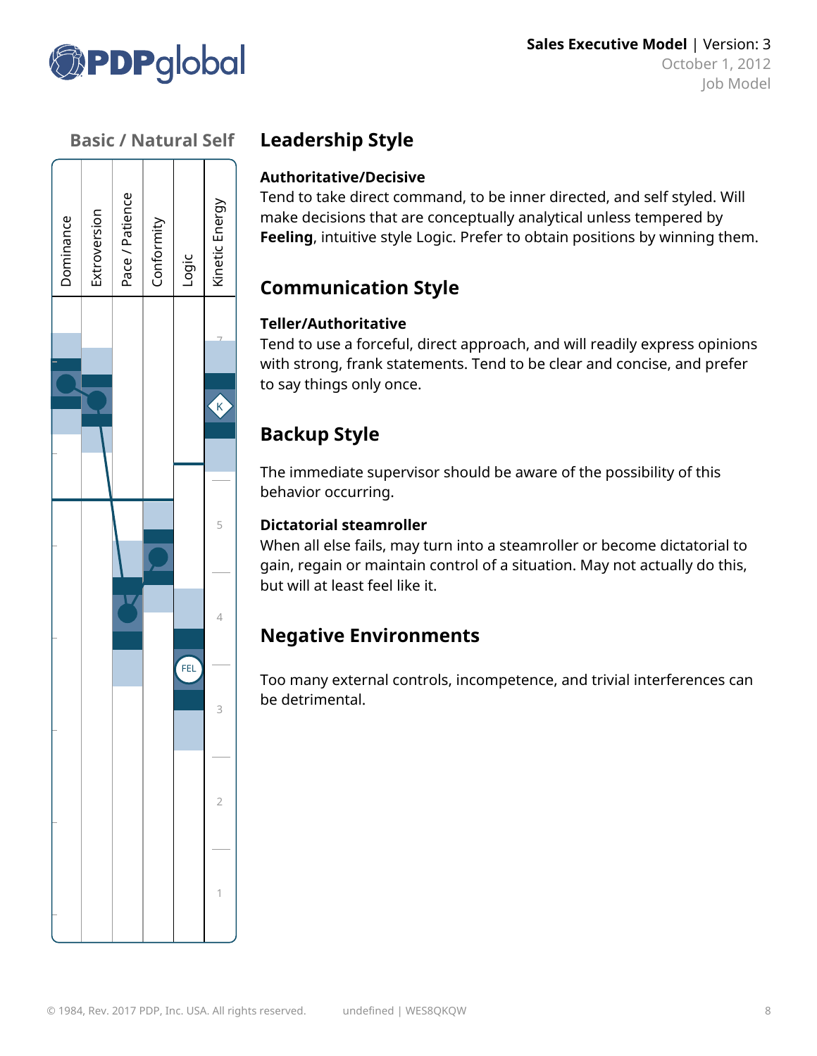**Sales Executive Model** | Version: 3
October 1, 2012
Job Model

## Basic / Natural Self

Dominance | Extroversion | Pace / Patience | Conformity | Logic | Kinetic Energy

## Leadership Style

### Authoritative/Decisive

Tend to take direct command, to be inner directed, and self styled. Will make decisions that are conceptually analytical unless tempered by **Feeling**, intuitive style Logic. Prefer to obtain positions by winning them.

## Communication Style

### Teller/Authoritative

Tend to use a forceful, direct approach, and will readily express opinions with strong, frank statements. Tend to be clear and concise, and prefer to say things only once.

## Backup Style

The immediate supervisor should be aware of the possibility of this behavior occurring.

### Dictatorial steamroller

When all else fails, may turn into a steamroller or become dictatorial to gain, regain or maintain control of a situation. May not actually do this, but will at least feel like it.

## Negative Environments

Too many external controls, incompetence, and trivial interferences can be detrimental.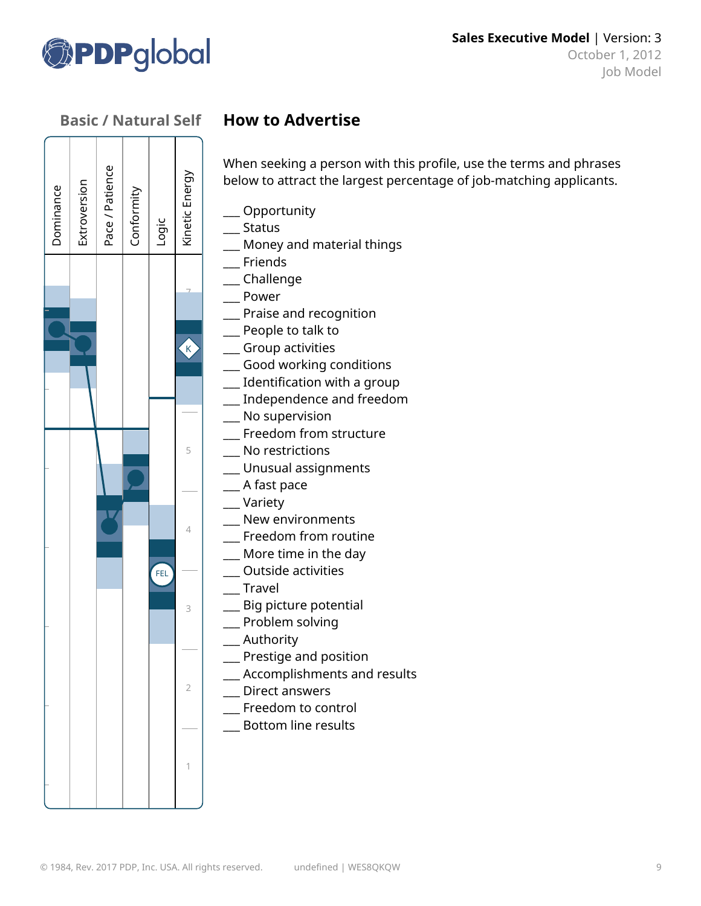Sales Executive Model | Version: 3
October 1, 2012
Job Model

## Basic / Natural Self

Dominance | Extroversion | Pace / Patience | Conformity | Logic | Kinetic Energy

## How to Advertise

When seeking a person with this profile, use the terms and phrases below to attract the largest percentage of job-matching applicants.

___ Opportunity
___ Status
___ Money and material things
___ Friends
___ Challenge
___ Power
___ Praise and recognition
___ People to talk to
___ Group activities
___ Good working conditions
___ Identification with a group
___ Independence and freedom
___ No supervision
___ Freedom from structure
___ No restrictions
___ Unusual assignments
___ A fast pace
___ Variety
___ New environments
___ Freedom from routine
___ More time in the day
___ Outside activities
___ Travel
___ Big picture potential
___ Problem solving
___ Authority
___ Prestige and position
___ Accomplishments and results
___ Direct answers
___ Freedom to control
___ Bottom line results

© 1984, Rev. 2017 PDP, Inc. USA. All rights reserved. undefined | WES8QKQW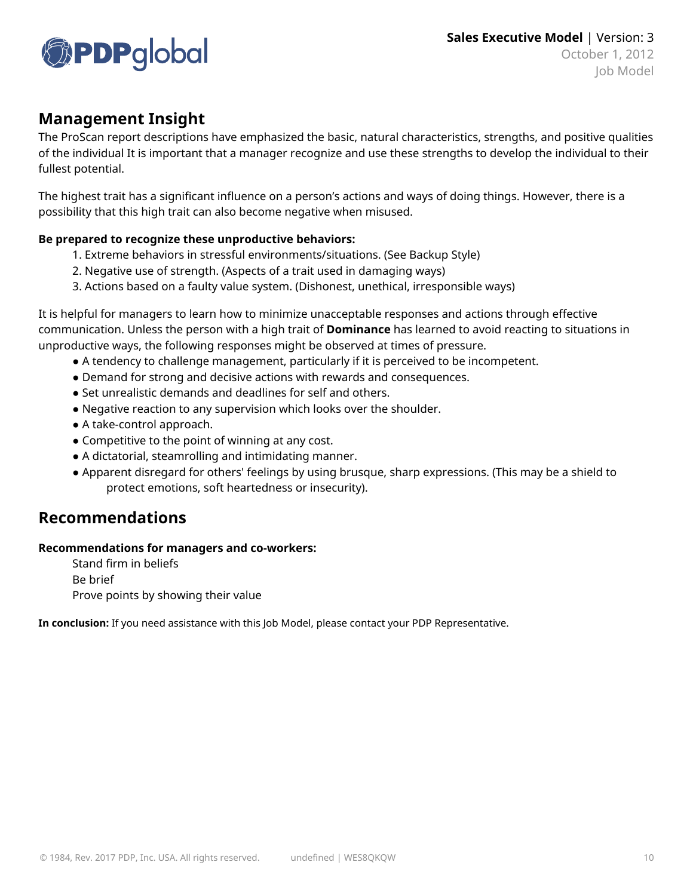## Management Insight

The ProScan report descriptions have emphasized the basic, natural characteristics, strengths, and positive qualities of the individual It is important that a manager recognize and use these strengths to develop the individual to their fullest potential.

The highest trait has a significant influence on a person's actions and ways of doing things. However, there is a possibility that this high trait can also become negative when misused.

**Be prepared to recognize these unproductive behaviors:**

1. Extreme behaviors in stressful environments/situations. (See Backup Style)
2. Negative use of strength. (Aspects of a trait used in damaging ways)
3. Actions based on a faulty value system. (Dishonest, unethical, irresponsible ways)

It is helpful for managers to learn how to minimize unacceptable responses and actions through effective communication. Unless the person with a high trait of **Dominance** has learned to avoid reacting to situations in unproductive ways, the following responses might be observed at times of pressure.

- A tendency to challenge management, particularly if it is perceived to be incompetent.
- Demand for strong and decisive actions with rewards and consequences.
- Set unrealistic demands and deadlines for self and others.
- Negative reaction to any supervision which looks over the shoulder.
- A take-control approach.
- Competitive to the point of winning at any cost.
- A dictatorial, steamrolling and intimidating manner.
- Apparent disregard for others' feelings by using brusque, sharp expressions. (This may be a shield to protect emotions, soft heartedness or insecurity).

## Recommendations

**Recommendations for managers and co-workers:**

Stand firm in beliefs
Be brief
Prove points by showing their value

**In conclusion:** If you need assistance with this Job Model, please contact your PDP Representative.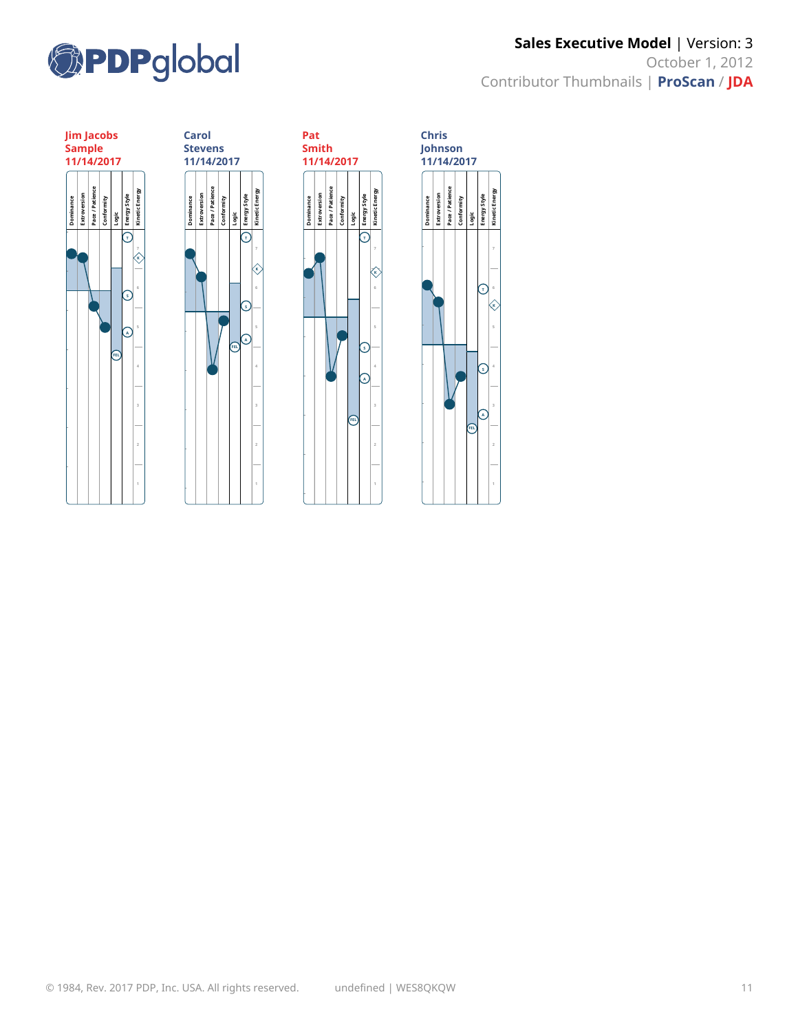**Sales Executive Model** | Version: 3
October 1, 2012
Contributor Thumbnails | **ProScan** / **JDA**

**Jim Jacobs Sample**
**11/14/2017**

Dominance
Extroversion
Pace / Patience
Conformity
Logic
Energy Style
Kinetic Energy

T K S A FEL

7 6 5 4 3 2 1

**Carol Stevens**
**11/14/2017**

Dominance
Extroversion
Pace / Patience
Conformity
Logic
Energy Style
Kinetic Energy

T K S A FEL

7 6 5 4 3 2 1

**Pat Smith**
**11/14/2017**

Dominance
Extroversion
Pace / Patience
Conformity
Logic
Energy Style
Kinetic Energy

T K S A FEL

7 6 5 4 3 2 1

**Chris Johnson**
**11/14/2017**

Dominance
Extroversion
Pace / Patience
Conformity
Logic
Energy Style
Kinetic Energy

T K S A FEL

7 6 5 4 3 2 1

© 1984, Rev. 2017 PDP, Inc. USA. All rights reserved. undefined | WES8QKQW